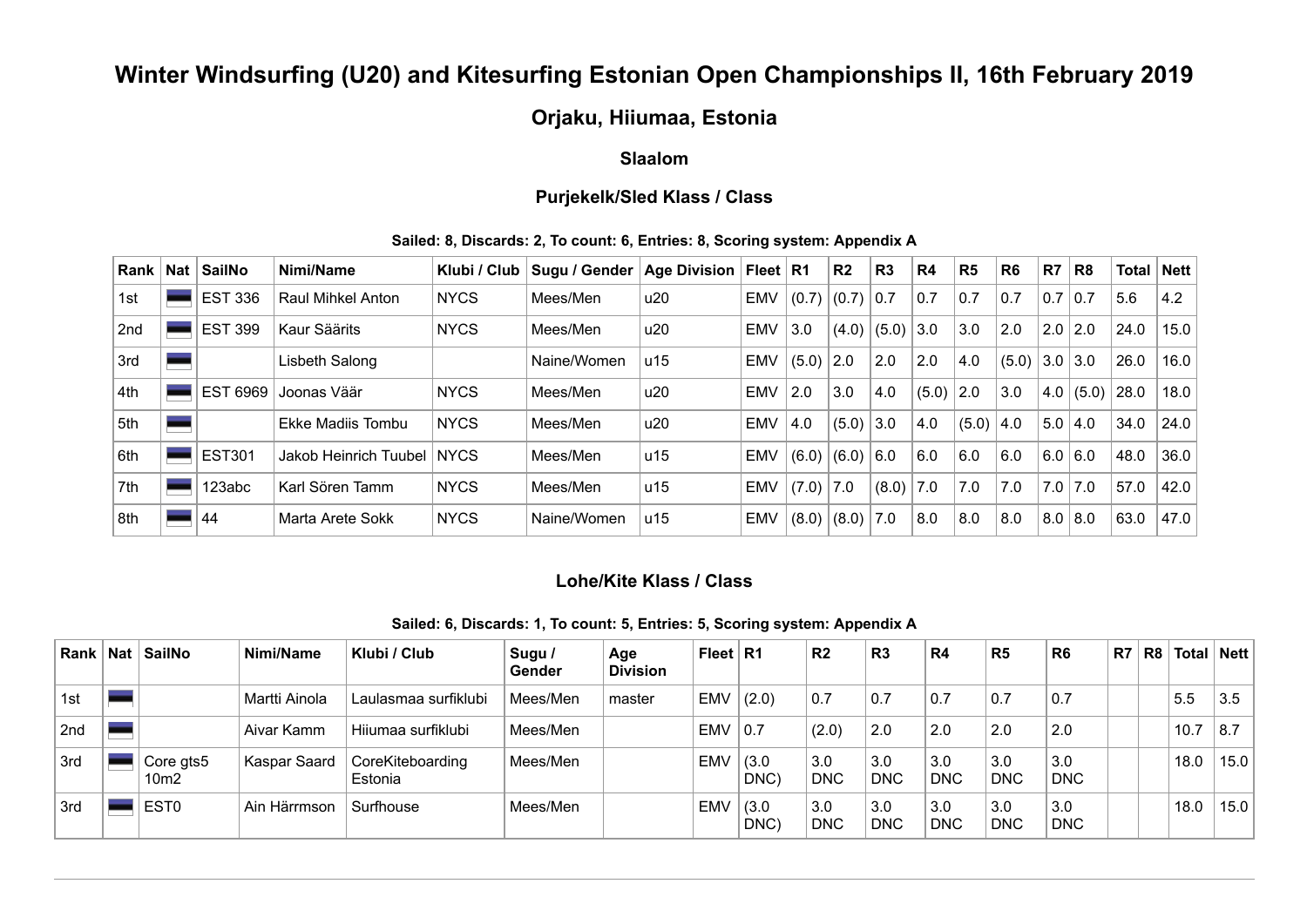# Winter Windsurfing (U20) and Kitesurfing Estonian Open Championships II, 16th February 2019

## Orjaku, Hiiumaa, Estonia

### Slaalom

### Purjekelk/Sled Klass / Class

**Sailed: 8, Discards: 2, To count: 6, Entries: 8, Scoring system: Appendix A**

| Rank | Nat | SailNo | Nimi/Name | Klubi / Club | Sugu / Gender | Age Division | Fleet | R1 | R2 | R3 | R4 | R5 | R6 | R7 | R8 | Total | Nett |
|---|---|---|---|---|---|---|---|---|---|---|---|---|---|---|---|---|---|
| 1st | | EST 336 | Raul Mihkel Anton | NYCS | Mees/Men | u20 | EMV | (0.7) | (0.7) | 0.7 | 0.7 | 0.7 | 0.7 | 0.7 | 0.7 | 5.6 | 4.2 |
| 2nd | | EST 399 | Kaur Säärits | NYCS | Mees/Men | u20 | EMV | 3.0 | (4.0) | (5.0) | 3.0 | 3.0 | 2.0 | 2.0 | 2.0 | 24.0 | 15.0 |
| 3rd | | | Lisbeth Salong | | Naine/Women | u15 | EMV | (5.0) | 2.0 | 2.0 | 2.0 | 4.0 | (5.0) | 3.0 | 3.0 | 26.0 | 16.0 |
| 4th | | EST 6969 | Joonas Väär | NYCS | Mees/Men | u20 | EMV | 2.0 | 3.0 | 4.0 | (5.0) | 2.0 | 3.0 | 4.0 | (5.0) | 28.0 | 18.0 |
| 5th | | | Ekke Madiis Tombu | NYCS | Mees/Men | u20 | EMV | 4.0 | (5.0) | 3.0 | 4.0 | (5.0) | 4.0 | 5.0 | 4.0 | 34.0 | 24.0 |
| 6th | | EST301 | Jakob Heinrich Tuubel | NYCS | Mees/Men | u15 | EMV | (6.0) | (6.0) | 6.0 | 6.0 | 6.0 | 6.0 | 6.0 | 6.0 | 48.0 | 36.0 |
| 7th | | 123abc | Karl Sören Tamm | NYCS | Mees/Men | u15 | EMV | (7.0) | 7.0 | (8.0) | 7.0 | 7.0 | 7.0 | 7.0 | 7.0 | 57.0 | 42.0 |
| 8th | | 44 | Marta Arete Sokk | NYCS | Naine/Women | u15 | EMV | (8.0) | (8.0) | 7.0 | 8.0 | 8.0 | 8.0 | 8.0 | 8.0 | 63.0 | 47.0 |

### Lohe/Kite Klass / Class

**Sailed: 6, Discards: 1, To count: 5, Entries: 5, Scoring system: Appendix A**

| Rank | Nat | SailNo | Nimi/Name | Klubi / Club | Sugu / Gender | Age Division | Fleet | R1 | R2 | R3 | R4 | R5 | R6 | R7 | R8 | Total | Nett |
|---|---|---|---|---|---|---|---|---|---|---|---|---|---|---|---|---|---|
| 1st | | | Martti Ainola | Laulasmaa surfiklubi | Mees/Men | master | EMV | (2.0) | 0.7 | 0.7 | 0.7 | 0.7 | 0.7 | | | 5.5 | 3.5 |
| 2nd | | | Aivar Kamm | Hiiumaa surfiklubi | Mees/Men | | EMV | 0.7 | (2.0) | 2.0 | 2.0 | 2.0 | 2.0 | | | 10.7 | 8.7 |
| 3rd | | Core gts5 10m2 | Kaspar Saard | CoreKiteboarding Estonia | Mees/Men | | EMV | (3.0 DNC) | 3.0 DNC | 3.0 DNC | 3.0 DNC | 3.0 DNC | 3.0 DNC | | | 18.0 | 15.0 |
| 3rd | | EST0 | Ain Härrmson | Surfhouse | Mees/Men | | EMV | (3.0 DNC) | 3.0 DNC | 3.0 DNC | 3.0 DNC | 3.0 DNC | 3.0 DNC | | | 18.0 | 15.0 |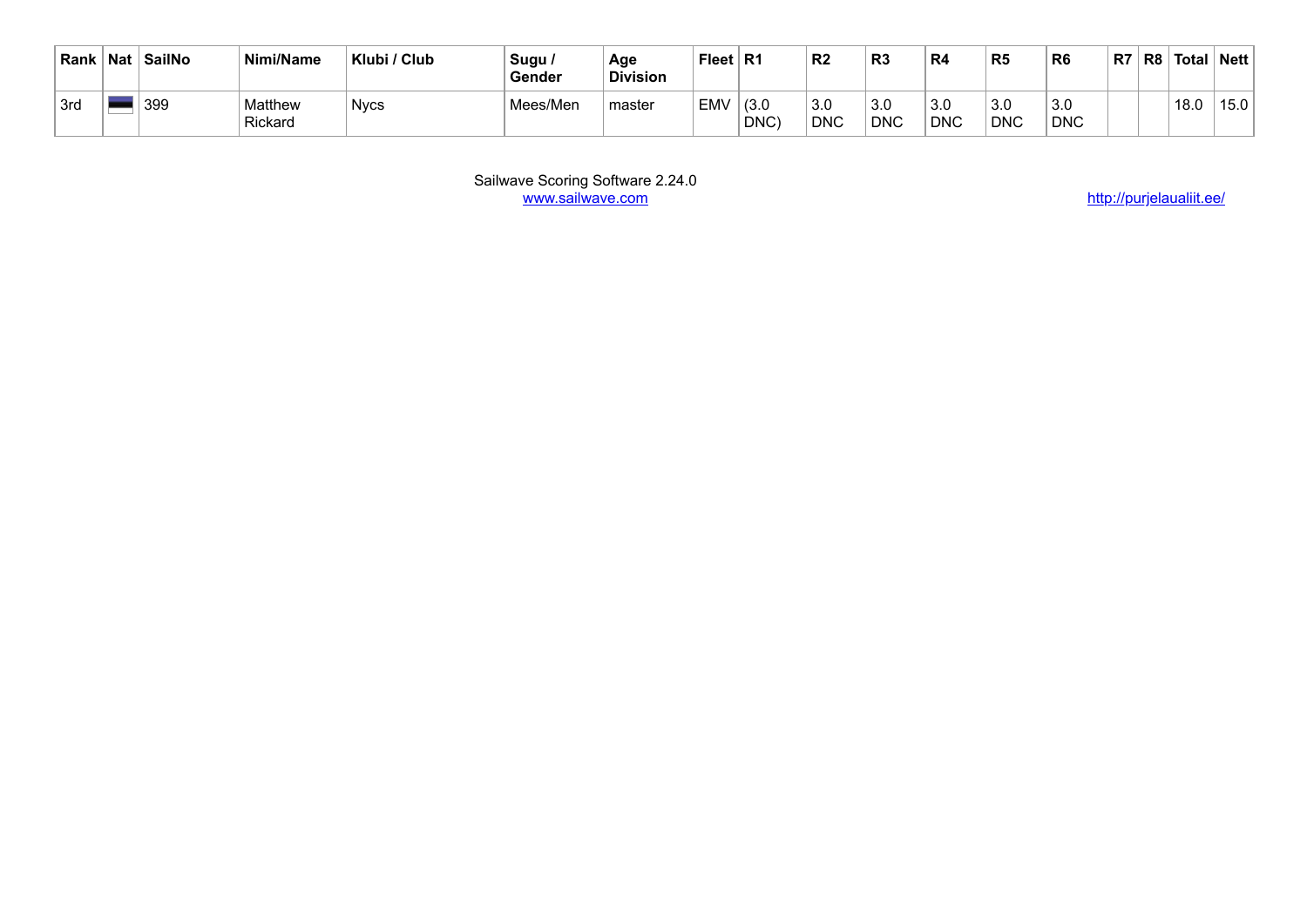| Rank | Nat | SailNo | Nimi/Name | Klubi / Club | Sugu / Gender | Age Division | Fleet | R1 | R2 | R3 | R4 | R5 | R6 | R7 | R8 | Total | Nett |
|---|---|---|---|---|---|---|---|---|---|---|---|---|---|---|---|---|---|
| 3rd | | 399 | Matthew Rickard | Nycs | Mees/Men | master | EMV | (3.0 DNC) | 3.0 DNC | 3.0 DNC | 3.0 DNC | 3.0 DNC | 3.0 DNC | | | 18.0 | 15.0 |

Sailwave Scoring Software 2.24.0
www.sailwave.com

http://purjelaualiit.ee/